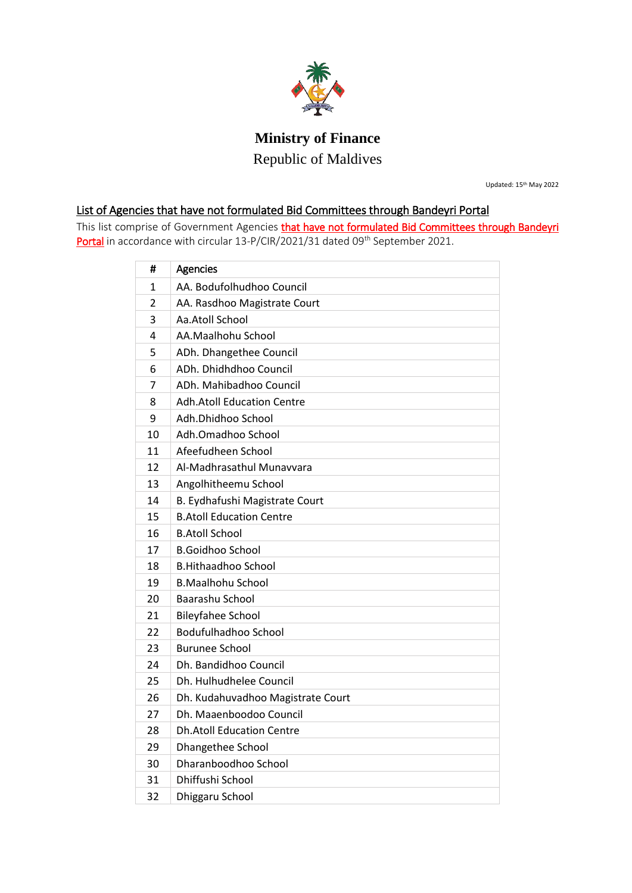# Ministry of Finance

Republic of Maldives

Updated: 15th May 2022

## List of Agencies that have not formulated Bid Committees through Bandeyri Portal

This list comprise of Government Agencies that have not formulated Bid Committees through Bandeyri Portal in accordance with circular 13-P/CIR/2021/31 dated 09th September 2021.

| # | Agencies |
|---|---|
| 1 | AA. Bodufolhudhoo Council |
| 2 | AA. Rasdhoo Magistrate Court |
| 3 | Aa.Atoll School |
| 4 | AA.Maalhohu School |
| 5 | ADh. Dhangethee Council |
| 6 | ADh. Dhidhdhoo Council |
| 7 | ADh. Mahibadhoo Council |
| 8 | Adh.Atoll Education Centre |
| 9 | Adh.Dhidhoo School |
| 10 | Adh.Omadhoo School |
| 11 | Afeefudheen School |
| 12 | Al-Madhrasathul Munavvara |
| 13 | Angolhitheemu School |
| 14 | B. Eydhafushi Magistrate Court |
| 15 | B.Atoll Education Centre |
| 16 | B.Atoll School |
| 17 | B.Goidhoo School |
| 18 | B.Hithaadhoo School |
| 19 | B.Maalhohu School |
| 20 | Baarashu School |
| 21 | Bileyfahee School |
| 22 | Bodufulhadhoo School |
| 23 | Burunee School |
| 24 | Dh. Bandidhoo Council |
| 25 | Dh. Hulhudhelee Council |
| 26 | Dh. Kudahuvadhoo Magistrate Court |
| 27 | Dh. Maaenboodoo Council |
| 28 | Dh.Atoll Education Centre |
| 29 | Dhangethee School |
| 30 | Dharanboodhoo School |
| 31 | Dhiffushi School |
| 32 | Dhiggaru School |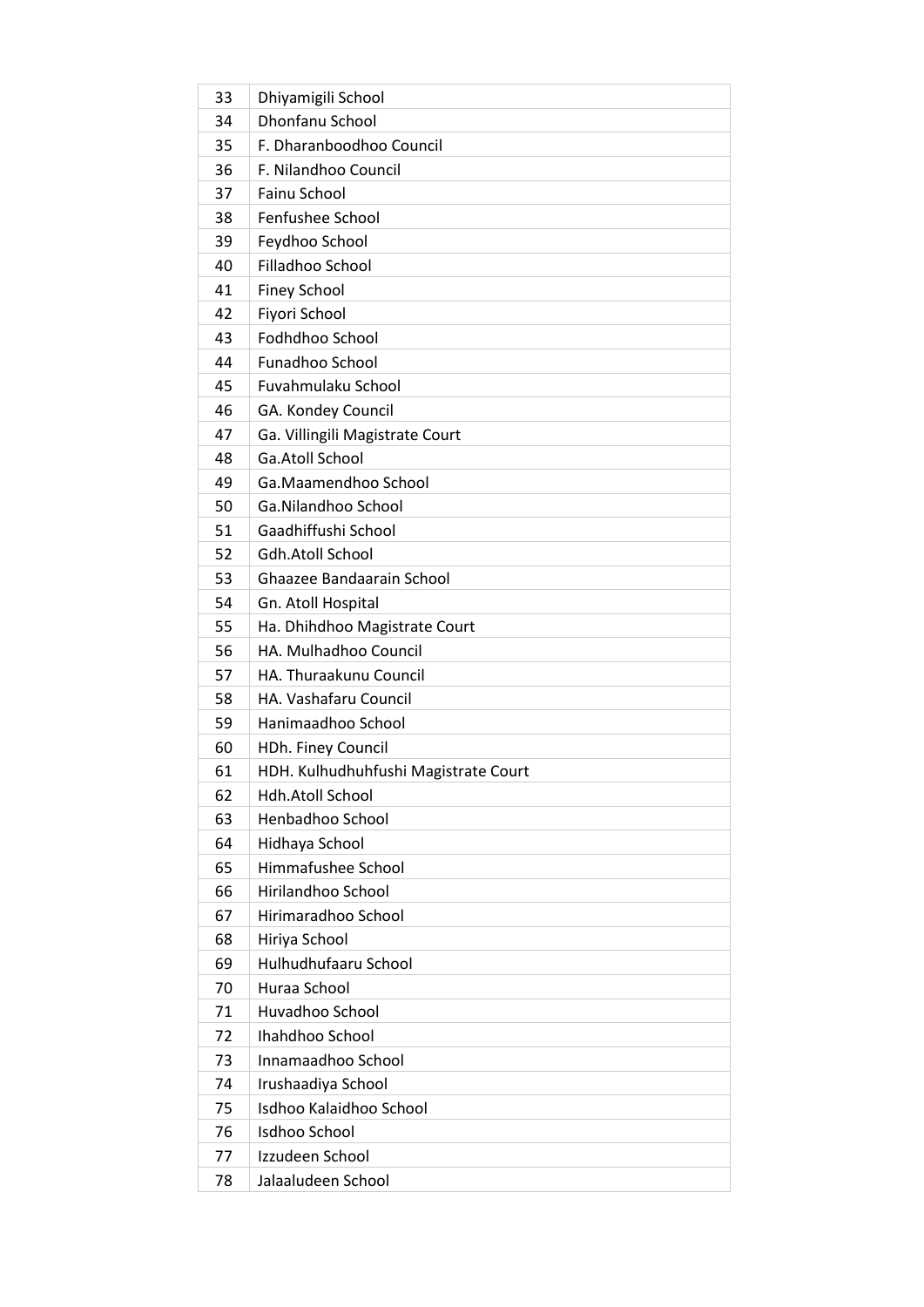| | |
|---|---|
| 33 | Dhiyamigili School |
| 34 | Dhonfanu School |
| 35 | F. Dharanboodhoo Council |
| 36 | F. Nilandhoo Council |
| 37 | Fainu School |
| 38 | Fenfushee School |
| 39 | Feydhoo School |
| 40 | Filladhoo School |
| 41 | Finey School |
| 42 | Fiyori School |
| 43 | Fodhdhoo School |
| 44 | Funadhoo School |
| 45 | Fuvahmulaku School |
| 46 | GA. Kondey Council |
| 47 | Ga. Villingili Magistrate Court |
| 48 | Ga.Atoll School |
| 49 | Ga.Maamendhoo School |
| 50 | Ga.Nilandhoo School |
| 51 | Gaadhiffushi School |
| 52 | Gdh.Atoll School |
| 53 | Ghaazee Bandaarain School |
| 54 | Gn. Atoll Hospital |
| 55 | Ha. Dhihdhoo Magistrate Court |
| 56 | HA. Mulhadhoo Council |
| 57 | HA. Thuraakunu Council |
| 58 | HA. Vashafaru Council |
| 59 | Hanimaadhoo School |
| 60 | HDh. Finey Council |
| 61 | HDH. Kulhudhuhfushi Magistrate Court |
| 62 | Hdh.Atoll School |
| 63 | Henbadhoo School |
| 64 | Hidhaya School |
| 65 | Himmafushee School |
| 66 | Hirilandhoo School |
| 67 | Hirimaradhoo School |
| 68 | Hiriya School |
| 69 | Hulhudhufaaru School |
| 70 | Huraa School |
| 71 | Huvadhoo School |
| 72 | Ihahdhoo School |
| 73 | Innamaadhoo School |
| 74 | Irushaadiya School |
| 75 | Isdhoo Kalaidhoo School |
| 76 | Isdhoo School |
| 77 | Izzudeen School |
| 78 | Jalaaludeen School |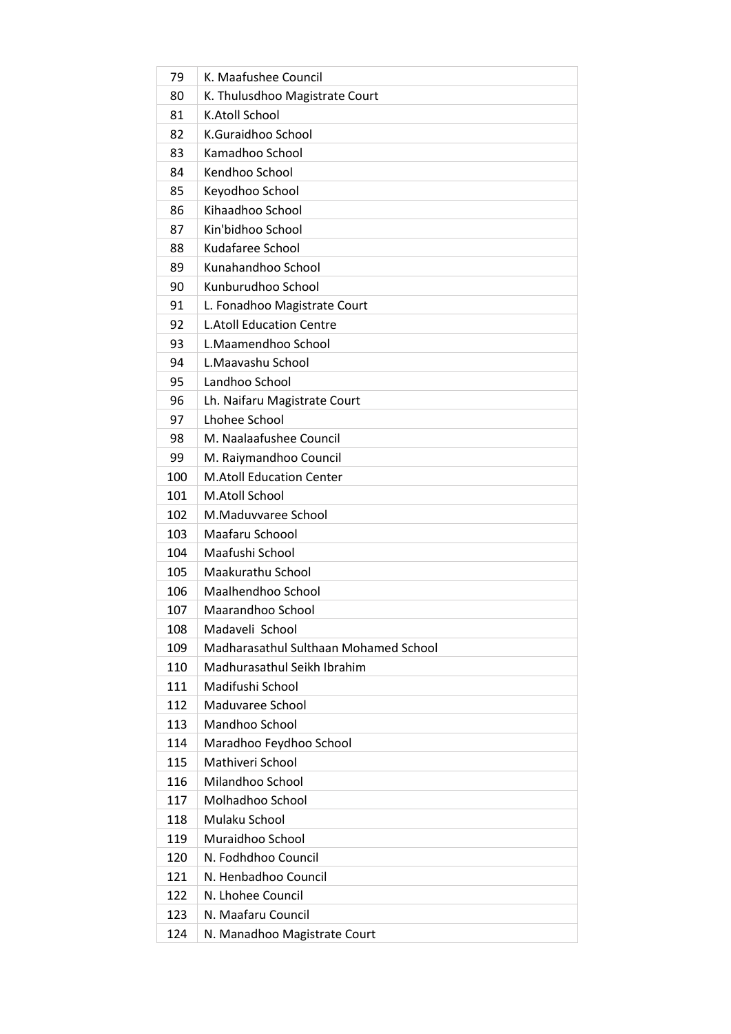| 79 | K. Maafushee Council |
|---|---|
| 80 | K. Thulusdhoo Magistrate Court |
| 81 | K.Atoll School |
| 82 | K.Guraidhoo School |
| 83 | Kamadhoo School |
| 84 | Kendhoo School |
| 85 | Keyodhoo School |
| 86 | Kihaadhoo School |
| 87 | Kin'bidhoo School |
| 88 | Kudafaree School |
| 89 | Kunahandhoo School |
| 90 | Kunburudhoo School |
| 91 | L. Fonadhoo Magistrate Court |
| 92 | L.Atoll Education Centre |
| 93 | L.Maamendhoo School |
| 94 | L.Maavashu School |
| 95 | Landhoo School |
| 96 | Lh. Naifaru Magistrate Court |
| 97 | Lhohee School |
| 98 | M. Naalaafushee Council |
| 99 | M. Raiymandhoo Council |
| 100 | M.Atoll Education Center |
| 101 | M.Atoll School |
| 102 | M.Maduvvaree School |
| 103 | Maafaru Schoool |
| 104 | Maafushi School |
| 105 | Maakurathu School |
| 106 | Maalhendhoo School |
| 107 | Maarandhoo School |
| 108 | Madaveli School |
| 109 | Madharasathul Sulthaan Mohamed School |
| 110 | Madhurasathul Seikh Ibrahim |
| 111 | Madifushi School |
| 112 | Maduvaree School |
| 113 | Mandhoo School |
| 114 | Maradhoo Feydhoo School |
| 115 | Mathiveri School |
| 116 | Milandhoo School |
| 117 | Molhadhoo School |
| 118 | Mulaku School |
| 119 | Muraidhoo School |
| 120 | N. Fodhdhoo Council |
| 121 | N. Henbadhoo Council |
| 122 | N. Lhohee Council |
| 123 | N. Maafaru Council |
| 124 | N. Manadhoo Magistrate Court |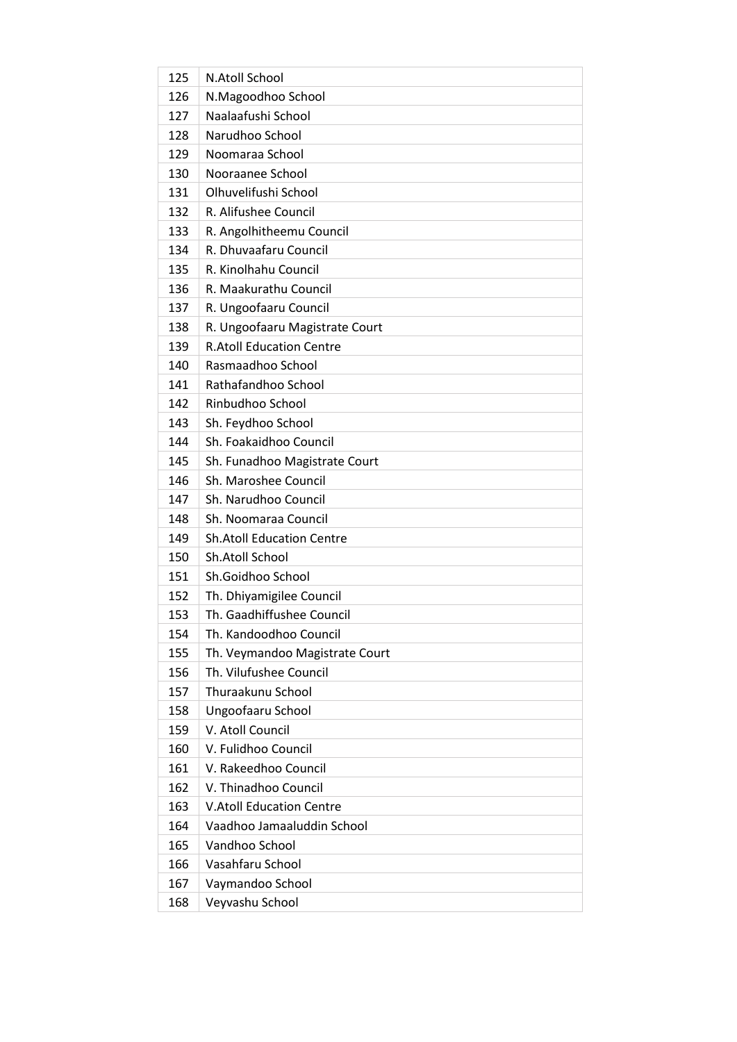| | |
|---|---|
| 125 | N.Atoll School |
| 126 | N.Magoodhoo School |
| 127 | Naalaafushi School |
| 128 | Narudhoo School |
| 129 | Noomaraa School |
| 130 | Nooraanee School |
| 131 | Olhuvelifushi School |
| 132 | R. Alifushee Council |
| 133 | R. Angolhitheemu Council |
| 134 | R. Dhuvaafaru Council |
| 135 | R. Kinolhahu Council |
| 136 | R. Maakurathu Council |
| 137 | R. Ungoofaaru Council |
| 138 | R. Ungoofaaru Magistrate Court |
| 139 | R.Atoll Education Centre |
| 140 | Rasmaadhoo School |
| 141 | Rathafandhoo School |
| 142 | Rinbudhoo School |
| 143 | Sh. Feydhoo School |
| 144 | Sh. Foakaidhoo Council |
| 145 | Sh. Funadhoo Magistrate Court |
| 146 | Sh. Maroshee Council |
| 147 | Sh. Narudhoo Council |
| 148 | Sh. Noomaraa Council |
| 149 | Sh.Atoll Education Centre |
| 150 | Sh.Atoll School |
| 151 | Sh.Goidhoo School |
| 152 | Th. Dhiyamigilee Council |
| 153 | Th. Gaadhiffushee Council |
| 154 | Th. Kandoodhoo Council |
| 155 | Th. Veymandoo Magistrate Court |
| 156 | Th. Vilufushee Council |
| 157 | Thuraakunu School |
| 158 | Ungoofaaru School |
| 159 | V. Atoll Council |
| 160 | V. Fulidhoo Council |
| 161 | V. Rakeedhoo Council |
| 162 | V. Thinadhoo Council |
| 163 | V.Atoll Education Centre |
| 164 | Vaadhoo Jamaaluddin School |
| 165 | Vandhoo School |
| 166 | Vasahfaru School |
| 167 | Vaymandoo School |
| 168 | Veyvashu School |